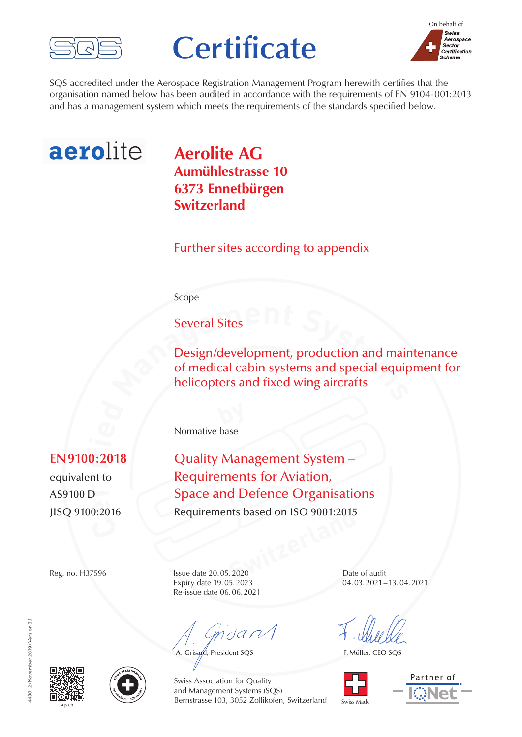SQS

# Certificate

On behalf of
Swiss Aerospace Sector Certification Scheme

SQS accredited under the Aerospace Registration Management Program herewith certifies that the organisation named below has been audited in accordance with the requirements of EN 9104-001:2013 and has a management system which meets the requirements of the standards specified below.

aerolite

## Aerolite AG
**Aumühlestrasse 10**
**6373 Ennetbürgen**
**Switzerland**

Further sites according to appendix

Scope

Several Sites

Design/development, production and maintenance of medical cabin systems and special equipment for helicopters and fixed wing aircrafts

Normative base

**EN 9100:2018**
equivalent to
AS9100 D
JISQ 9100:2016

Quality Management System –
Requirements for Aviation,
Space and Defence Organisations
Requirements based on ISO 9001:2015

Reg. no. H37596

Issue date 20.05.2020
Expiry date 19.05.2023
Re-issue date 06.06.2021

Date of audit
04.03.2021 – 13.04.2021

A. Grisard, President SQS

F. Müller, CEO SQS

Swiss Association for Quality and Management Systems (SQS)
Bernstrasse 103, 3052 Zollikofen, Switzerland

sqs.ch

Swiss Made

Partner of IQNet

4480_2/November 2019/Version 2.1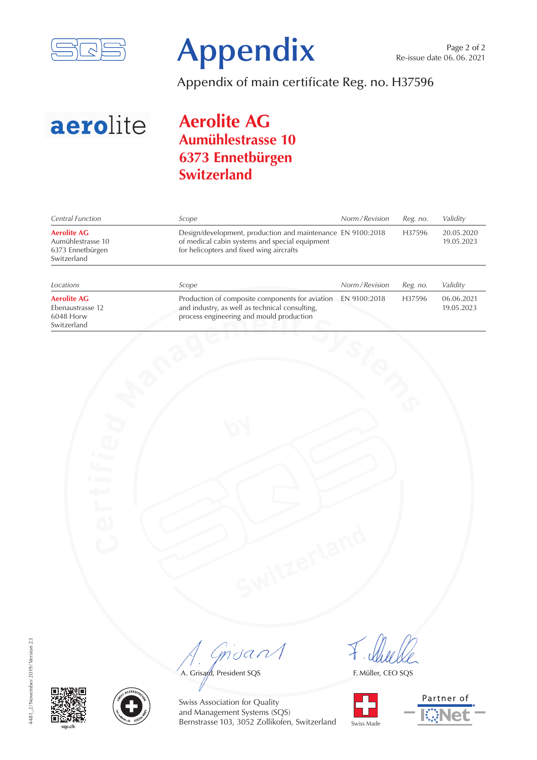# Appendix

Re-issue date 06.06.2021

Appendix of main certificate Reg. no. H37596

aerolite

## Aerolite AG
## Aumühlestrasse 10
## 6373 Ennetbürgen
## Switzerland

| *Central Function* | *Scope* | *Norm / Revision* | *Reg. no.* | *Validity* |
|---|---|---|---|---|
| **Aerolite AG** Aumühlestrasse 10 6373 Ennetbürgen Switzerland | Design/development, production and maintenance of medical cabin systems and special equipment for helicopters and fixed wing aircrafts | EN 9100:2018 | H37596 | 20.05.2020 19.05.2023 |

| *Locations* | *Scope* | *Norm / Revision* | *Reg. no.* | *Validity* |
|---|---|---|---|---|
| **Aerolite AG** Ebenaustrasse 12 6048 Horw Switzerland | Production of composite components for aviation and industry, as well as technical consulting, process engineering and mould production | EN 9100:2018 | H37596 | 06.06.2021 19.05.2023 |

A. Grisard, President SQS

F. Müller, CEO SQS

Swiss Association for Quality and Management Systems (SQS)
Bernstrasse 103, 3052 Zollikofen, Switzerland

Swiss Made

Partner of IQNet

4481_2 / November 2019 / Version 2.1